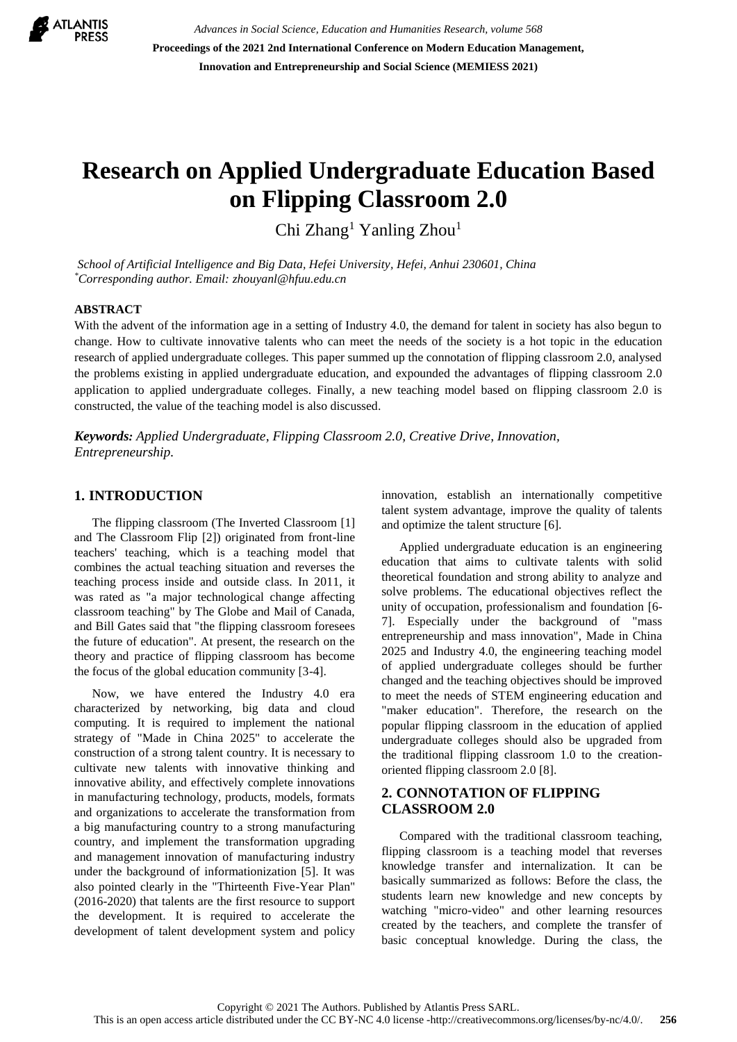# Research on Applied Undergraduate Education Based on Flipping Classroom 2.0

Chi Zhang[1] Yanling Zhou[1]

*School of Artificial Intelligence and Big Data, Hefei University, Hefei, Anhui 230601, China*
*[*]Corresponding author. Email: zhouyanl@hfuu.edu.cn*

## ABSTRACT

With the advent of the information age in a setting of Industry 4.0, the demand for talent in society has also begun to change. How to cultivate innovative talents who can meet the needs of the society is a hot topic in the education research of applied undergraduate colleges. This paper summed up the connotation of flipping classroom 2.0, analysed the problems existing in applied undergraduate education, and expounded the advantages of flipping classroom 2.0 application to applied undergraduate colleges. Finally, a new teaching model based on flipping classroom 2.0 is constructed, the value of the teaching model is also discussed.

***Keywords:*** *Applied Undergraduate, Flipping Classroom 2.0, Creative Drive, Innovation, Entrepreneurship.*

## 1. INTRODUCTION

The flipping classroom (The Inverted Classroom [1] and The Classroom Flip [2]) originated from front-line teachers' teaching, which is a teaching model that combines the actual teaching situation and reverses the teaching process inside and outside class. In 2011, it was rated as "a major technological change affecting classroom teaching" by The Globe and Mail of Canada, and Bill Gates said that "the flipping classroom foresees the future of education". At present, the research on the theory and practice of flipping classroom has become the focus of the global education community [3-4].

Now, we have entered the Industry 4.0 era characterized by networking, big data and cloud computing. It is required to implement the national strategy of "Made in China 2025" to accelerate the construction of a strong talent country. It is necessary to cultivate new talents with innovative thinking and innovative ability, and effectively complete innovations in manufacturing technology, products, models, formats and organizations to accelerate the transformation from a big manufacturing country to a strong manufacturing country, and implement the transformation upgrading and management innovation of manufacturing industry under the background of informationization [5]. It was also pointed clearly in the "Thirteenth Five-Year Plan" (2016-2020) that talents are the first resource to support the development. It is required to accelerate the development of talent development system and policy innovation, establish an internationally competitive talent system advantage, improve the quality of talents and optimize the talent structure [6].

Applied undergraduate education is an engineering education that aims to cultivate talents with solid theoretical foundation and strong ability to analyze and solve problems. The educational objectives reflect the unity of occupation, professionalism and foundation [6-7]. Especially under the background of "mass entrepreneurship and mass innovation", Made in China 2025 and Industry 4.0, the engineering teaching model of applied undergraduate colleges should be further changed and the teaching objectives should be improved to meet the needs of STEM engineering education and "maker education". Therefore, the research on the popular flipping classroom in the education of applied undergraduate colleges should also be upgraded from the traditional flipping classroom 1.0 to the creation-oriented flipping classroom 2.0 [8].

## 2. CONNOTATION OF FLIPPING CLASSROOM 2.0

Compared with the traditional classroom teaching, flipping classroom is a teaching model that reverses knowledge transfer and internalization. It can be basically summarized as follows: Before the class, the students learn new knowledge and new concepts by watching "micro-video" and other learning resources created by the teachers, and complete the transfer of basic conceptual knowledge. During the class, the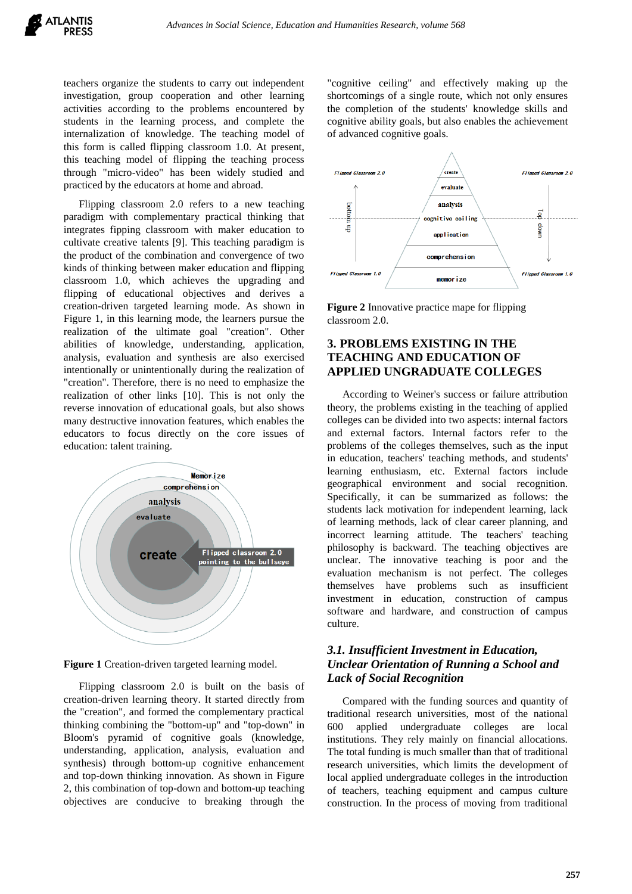teachers organize the students to carry out independent investigation, group cooperation and other learning activities according to the problems encountered by students in the learning process, and complete the internalization of knowledge. The teaching model of this form is called flipping classroom 1.0. At present, this teaching model of flipping the teaching process through "micro-video" has been widely studied and practiced by the educators at home and abroad.

Flipping classroom 2.0 refers to a new teaching paradigm with complementary practical thinking that integrates fipping classroom with maker education to cultivate creative talents [9]. This teaching paradigm is the product of the combination and convergence of two kinds of thinking between maker education and flipping classroom 1.0, which achieves the upgrading and flipping of educational objectives and derives a creation-driven targeted learning mode. As shown in Figure 1, in this learning mode, the learners pursue the realization of the ultimate goal "creation". Other abilities of knowledge, understanding, application, analysis, evaluation and synthesis are also exercised intentionally or unintentionally during the realization of "creation". Therefore, there is no need to emphasize the realization of other links [10]. This is not only the reverse innovation of educational goals, but also shows many destructive innovation features, which enables the educators to focus directly on the core issues of education: talent training.

**Figure 1** Creation-driven targeted learning model.

Flipping classroom 2.0 is built on the basis of creation-driven learning theory. It started directly from the "creation", and formed the complementary practical thinking combining the "bottom-up" and "top-down" in Bloom's pyramid of cognitive goals (knowledge, understanding, application, analysis, evaluation and synthesis) through bottom-up cognitive enhancement and top-down thinking innovation. As shown in Figure 2, this combination of top-down and bottom-up teaching objectives are conducive to breaking through the "cognitive ceiling" and effectively making up the shortcomings of a single route, which not only ensures the completion of the students' knowledge skills and cognitive ability goals, but also enables the achievement of advanced cognitive goals.

**Figure 2** Innovative practice mape for flipping classroom 2.0.

## 3. PROBLEMS EXISTING IN THE TEACHING AND EDUCATION OF APPLIED UNGRADUATE COLLEGES

According to Weiner's success or failure attribution theory, the problems existing in the teaching of applied colleges can be divided into two aspects: internal factors and external factors. Internal factors refer to the problems of the colleges themselves, such as the input in education, teachers' teaching methods, and students' learning enthusiasm, etc. External factors include geographical environment and social recognition. Specifically, it can be summarized as follows: the students lack motivation for independent learning, lack of learning methods, lack of clear career planning, and incorrect learning attitude. The teachers' teaching philosophy is backward. The teaching objectives are unclear. The innovative teaching is poor and the evaluation mechanism is not perfect. The colleges themselves have problems such as insufficient investment in education, construction of campus software and hardware, and construction of campus culture.

### *3.1. Insufficient Investment in Education, Unclear Orientation of Running a School and Lack of Social Recognition*

Compared with the funding sources and quantity of traditional research universities, most of the national 600 applied undergraduate colleges are local institutions. They rely mainly on financial allocations. The total funding is much smaller than that of traditional research universities, which limits the development of local applied undergraduate colleges in the introduction of teachers, teaching equipment and campus culture construction. In the process of moving from traditional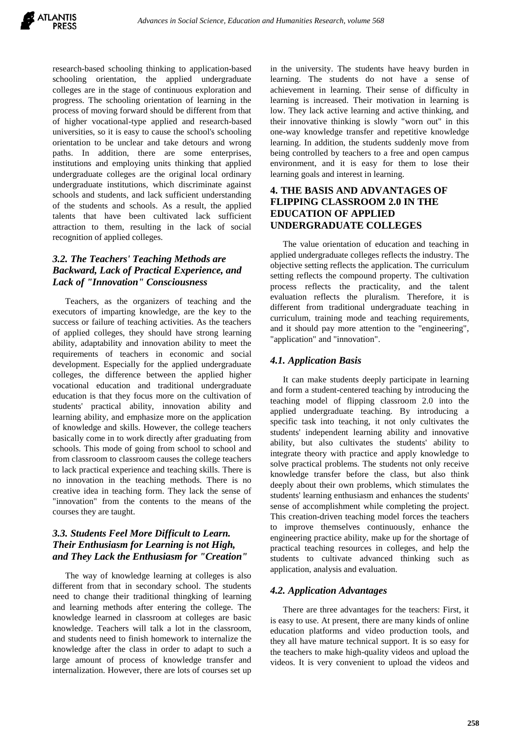research-based schooling thinking to application-based schooling orientation, the applied undergraduate colleges are in the stage of continuous exploration and progress. The schooling orientation of learning in the process of moving forward should be different from that of higher vocational-type applied and research-based universities, so it is easy to cause the school's schooling orientation to be unclear and take detours and wrong paths. In addition, there are some enterprises, institutions and employing units thinking that applied undergraduate colleges are the original local ordinary undergraduate institutions, which discriminate against schools and students, and lack sufficient understanding of the students and schools. As a result, the applied talents that have been cultivated lack sufficient attraction to them, resulting in the lack of social recognition of applied colleges.

### *3.2. The Teachers' Teaching Methods are Backward, Lack of Practical Experience, and Lack of "Innovation" Consciousness*

Teachers, as the organizers of teaching and the executors of imparting knowledge, are the key to the success or failure of teaching activities. As the teachers of applied colleges, they should have strong learning ability, adaptability and innovation ability to meet the requirements of teachers in economic and social development. Especially for the applied undergraduate colleges, the difference between the applied higher vocational education and traditional undergraduate education is that they focus more on the cultivation of students' practical ability, innovation ability and learning ability, and emphasize more on the application of knowledge and skills. However, the college teachers basically come in to work directly after graduating from schools. This mode of going from school to school and from classroom to classroom causes the college teachers to lack practical experience and teaching skills. There is no innovation in the teaching methods. There is no creative idea in teaching form. They lack the sense of "innovation" from the contents to the means of the courses they are taught.

### *3.3. Students Feel More Difficult to Learn. Their Enthusiasm for Learning is not High, and They Lack the Enthusiasm for "Creation"*

The way of knowledge learning at colleges is also different from that in secondary school. The students need to change their traditional thingking of learning and learning methods after entering the college. The knowledge learned in classroom at colleges are basic knowledge. Teachers will talk a lot in the classroom, and students need to finish homework to internalize the knowledge after the class in order to adapt to such a large amount of process of knowledge transfer and internalization. However, there are lots of courses set up in the university. The students have heavy burden in learning. The students do not have a sense of achievement in learning. Their sense of difficulty in learning is increased. Their motivation in learning is low. They lack active learning and active thinking, and their innovative thinking is slowly "worn out" in this one-way knowledge transfer and repetitive knowledge learning. In addition, the students suddenly move from being controlled by teachers to a free and open campus environment, and it is easy for them to lose their learning goals and interest in learning.

## 4. THE BASIS AND ADVANTAGES OF FLIPPING CLASSROOM 2.0 IN THE EDUCATION OF APPLIED UNDERGRADUATE COLLEGES

The value orientation of education and teaching in applied undergraduate colleges reflects the industry. The objective setting reflects the application. The curriculum setting reflects the compound property. The cultivation process reflects the practicality, and the talent evaluation reflects the pluralism. Therefore, it is different from traditional undergraduate teaching in curriculum, training mode and teaching requirements, and it should pay more attention to the "engineering", "application" and "innovation".

### *4.1. Application Basis*

It can make students deeply participate in learning and form a student-centered teaching by introducing the teaching model of flipping classroom 2.0 into the applied undergraduate teaching. By introducing a specific task into teaching, it not only cultivates the students' independent learning ability and innovative ability, but also cultivates the students' ability to integrate theory with practice and apply knowledge to solve practical problems. The students not only receive knowledge transfer before the class, but also think deeply about their own problems, which stimulates the students' learning enthusiasm and enhances the students' sense of accomplishment while completing the project. This creation-driven teaching model forces the teachers to improve themselves continuously, enhance the engineering practice ability, make up for the shortage of practical teaching resources in colleges, and help the students to cultivate advanced thinking such as application, analysis and evaluation.

### *4.2. Application Advantages*

There are three advantages for the teachers: First, it is easy to use. At present, there are many kinds of online education platforms and video production tools, and they all have mature technical support. It is so easy for the teachers to make high-quality videos and upload the videos. It is very convenient to upload the videos and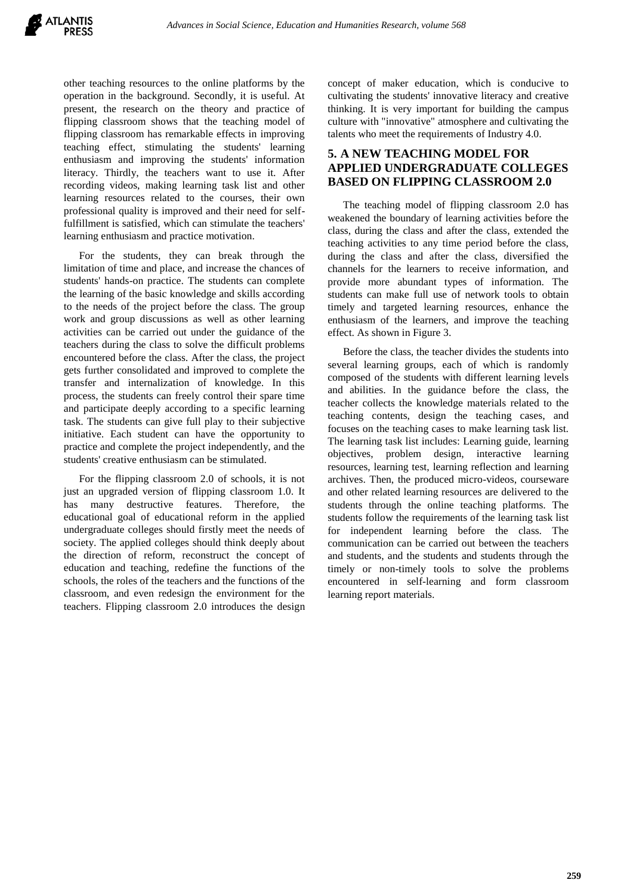other teaching resources to the online platforms by the operation in the background. Secondly, it is useful. At present, the research on the theory and practice of flipping classroom shows that the teaching model of flipping classroom has remarkable effects in improving teaching effect, stimulating the students' learning enthusiasm and improving the students' information literacy. Thirdly, the teachers want to use it. After recording videos, making learning task list and other learning resources related to the courses, their own professional quality is improved and their need for self-fulfillment is satisfied, which can stimulate the teachers' learning enthusiasm and practice motivation.

For the students, they can break through the limitation of time and place, and increase the chances of students' hands-on practice. The students can complete the learning of the basic knowledge and skills according to the needs of the project before the class. The group work and group discussions as well as other learning activities can be carried out under the guidance of the teachers during the class to solve the difficult problems encountered before the class. After the class, the project gets further consolidated and improved to complete the transfer and internalization of knowledge. In this process, the students can freely control their spare time and participate deeply according to a specific learning task. The students can give full play to their subjective initiative. Each student can have the opportunity to practice and complete the project independently, and the students' creative enthusiasm can be stimulated.

For the flipping classroom 2.0 of schools, it is not just an upgraded version of flipping classroom 1.0. It has many destructive features. Therefore, the educational goal of educational reform in the applied undergraduate colleges should firstly meet the needs of society. The applied colleges should think deeply about the direction of reform, reconstruct the concept of education and teaching, redefine the functions of the schools, the roles of the teachers and the functions of the classroom, and even redesign the environment for the teachers. Flipping classroom 2.0 introduces the design concept of maker education, which is conducive to cultivating the students' innovative literacy and creative thinking. It is very important for building the campus culture with "innovative" atmosphere and cultivating the talents who meet the requirements of Industry 4.0.

## 5. A NEW TEACHING MODEL FOR APPLIED UNDERGRADUATE COLLEGES BASED ON FLIPPING CLASSROOM 2.0

The teaching model of flipping classroom 2.0 has weakened the boundary of learning activities before the class, during the class and after the class, extended the teaching activities to any time period before the class, during the class and after the class, diversified the channels for the learners to receive information, and provide more abundant types of information. The students can make full use of network tools to obtain timely and targeted learning resources, enhance the enthusiasm of the learners, and improve the teaching effect. As shown in Figure 3.

Before the class, the teacher divides the students into several learning groups, each of which is randomly composed of the students with different learning levels and abilities. In the guidance before the class, the teacher collects the knowledge materials related to the teaching contents, design the teaching cases, and focuses on the teaching cases to make learning task list. The learning task list includes: Learning guide, learning objectives, problem design, interactive learning resources, learning test, learning reflection and learning archives. Then, the produced micro-videos, courseware and other related learning resources are delivered to the students through the online teaching platforms. The students follow the requirements of the learning task list for independent learning before the class. The communication can be carried out between the teachers and students, and the students and students through the timely or non-timely tools to solve the problems encountered in self-learning and form classroom learning report materials.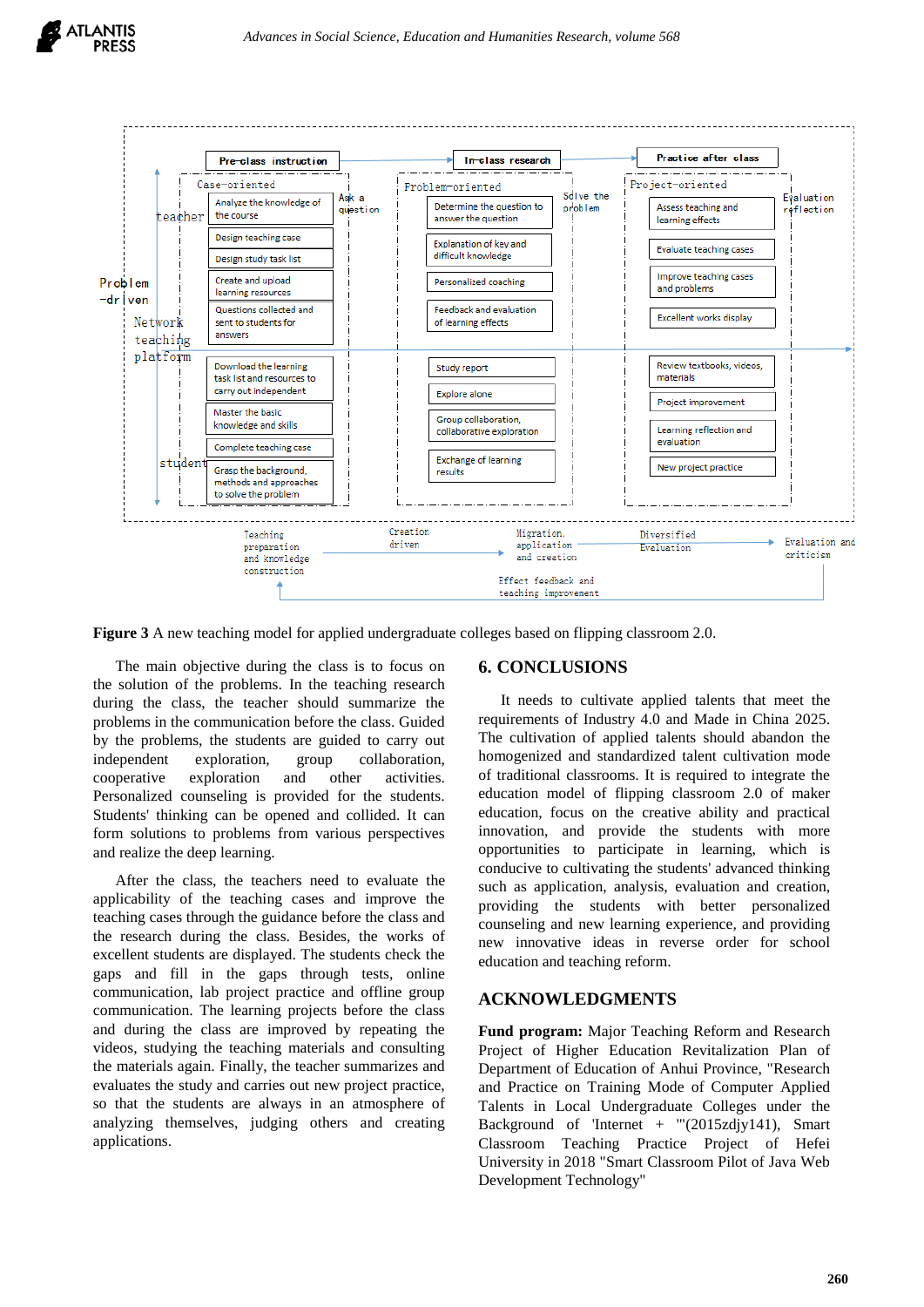**Figure 3** A new teaching model for applied undergraduate colleges based on flipping classroom 2.0.

The main objective during the class is to focus on the solution of the problems. In the teaching research during the class, the teacher should summarize the problems in the communication before the class. Guided by the problems, the students are guided to carry out independent exploration, group collaboration, cooperative exploration and other activities. Personalized counseling is provided for the students. Students' thinking can be opened and collided. It can form solutions to problems from various perspectives and realize the deep learning.

After the class, the teachers need to evaluate the applicability of the teaching cases and improve the teaching cases through the guidance before the class and the research during the class. Besides, the works of excellent students are displayed. The students check the gaps and fill in the gaps through tests, online communication, lab project practice and offline group communication. The learning projects before the class and during the class are improved by repeating the videos, studying the teaching materials and consulting the materials again. Finally, the teacher summarizes and evaluates the study and carries out new project practice, so that the students are always in an atmosphere of analyzing themselves, judging others and creating applications.

## 6. CONCLUSIONS

It needs to cultivate applied talents that meet the requirements of Industry 4.0 and Made in China 2025. The cultivation of applied talents should abandon the homogenized and standardized talent cultivation mode of traditional classrooms. It is required to integrate the education model of flipping classroom 2.0 of maker education, focus on the creative ability and practical innovation, and provide the students with more opportunities to participate in learning, which is conducive to cultivating the students' advanced thinking such as application, analysis, evaluation and creation, providing the students with better personalized counseling and new learning experience, and providing new innovative ideas in reverse order for school education and teaching reform.

## ACKNOWLEDGMENTS

**Fund program:** Major Teaching Reform and Research Project of Higher Education Revitalization Plan of Department of Education of Anhui Province, "Research and Practice on Training Mode of Computer Applied Talents in Local Undergraduate Colleges under the Background of 'Internet + '"(2015zdjy141), Smart Classroom Teaching Practice Project of Hefei University in 2018 "Smart Classroom Pilot of Java Web Development Technology"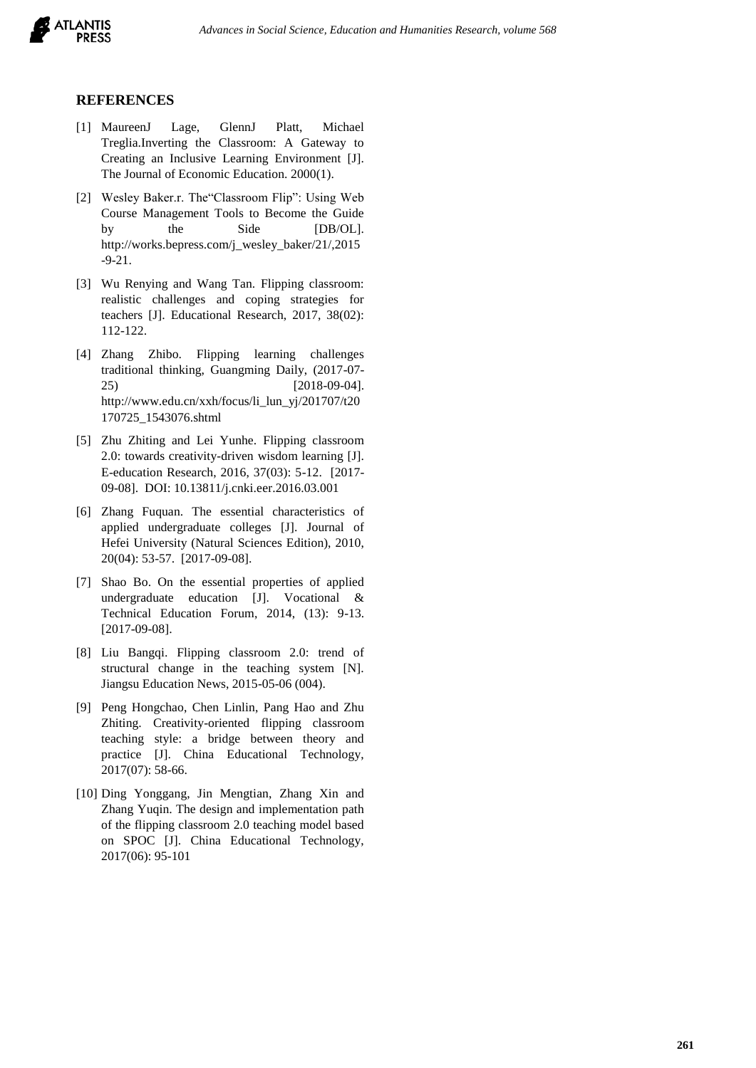## REFERENCES

[1] MaureenJ Lage, GlennJ Platt, Michael Treglia.Inverting the Classroom: A Gateway to Creating an Inclusive Learning Environment [J]. The Journal of Economic Education. 2000(1).

[2] Wesley Baker.r. The"Classroom Flip": Using Web Course Management Tools to Become the Guide by the Side [DB/OL]. http://works.bepress.com/j_wesley_baker/21/,2015-9-21.

[3] Wu Renying and Wang Tan. Flipping classroom: realistic challenges and coping strategies for teachers [J]. Educational Research, 2017, 38(02): 112-122.

[4] Zhang Zhibo. Flipping learning challenges traditional thinking, Guangming Daily, (2017-07-25) [2018-09-04]. http://www.edu.cn/xxh/focus/li_lun_yj/201707/t20170725_1543076.shtml

[5] Zhu Zhiting and Lei Yunhe. Flipping classroom 2.0: towards creativity-driven wisdom learning [J]. E-education Research, 2016, 37(03): 5-12. [2017-09-08]. DOI: 10.13811/j.cnki.eer.2016.03.001

[6] Zhang Fuquan. The essential characteristics of applied undergraduate colleges [J]. Journal of Hefei University (Natural Sciences Edition), 2010, 20(04): 53-57. [2017-09-08].

[7] Shao Bo. On the essential properties of applied undergraduate education [J]. Vocational & Technical Education Forum, 2014, (13): 9-13. [2017-09-08].

[8] Liu Bangqi. Flipping classroom 2.0: trend of structural change in the teaching system [N]. Jiangsu Education News, 2015-05-06 (004).

[9] Peng Hongchao, Chen Linlin, Pang Hao and Zhu Zhiting. Creativity-oriented flipping classroom teaching style: a bridge between theory and practice [J]. China Educational Technology, 2017(07): 58-66.

[10] Ding Yonggang, Jin Mengtian, Zhang Xin and Zhang Yuqin. The design and implementation path of the flipping classroom 2.0 teaching model based on SPOC [J]. China Educational Technology, 2017(06): 95-101